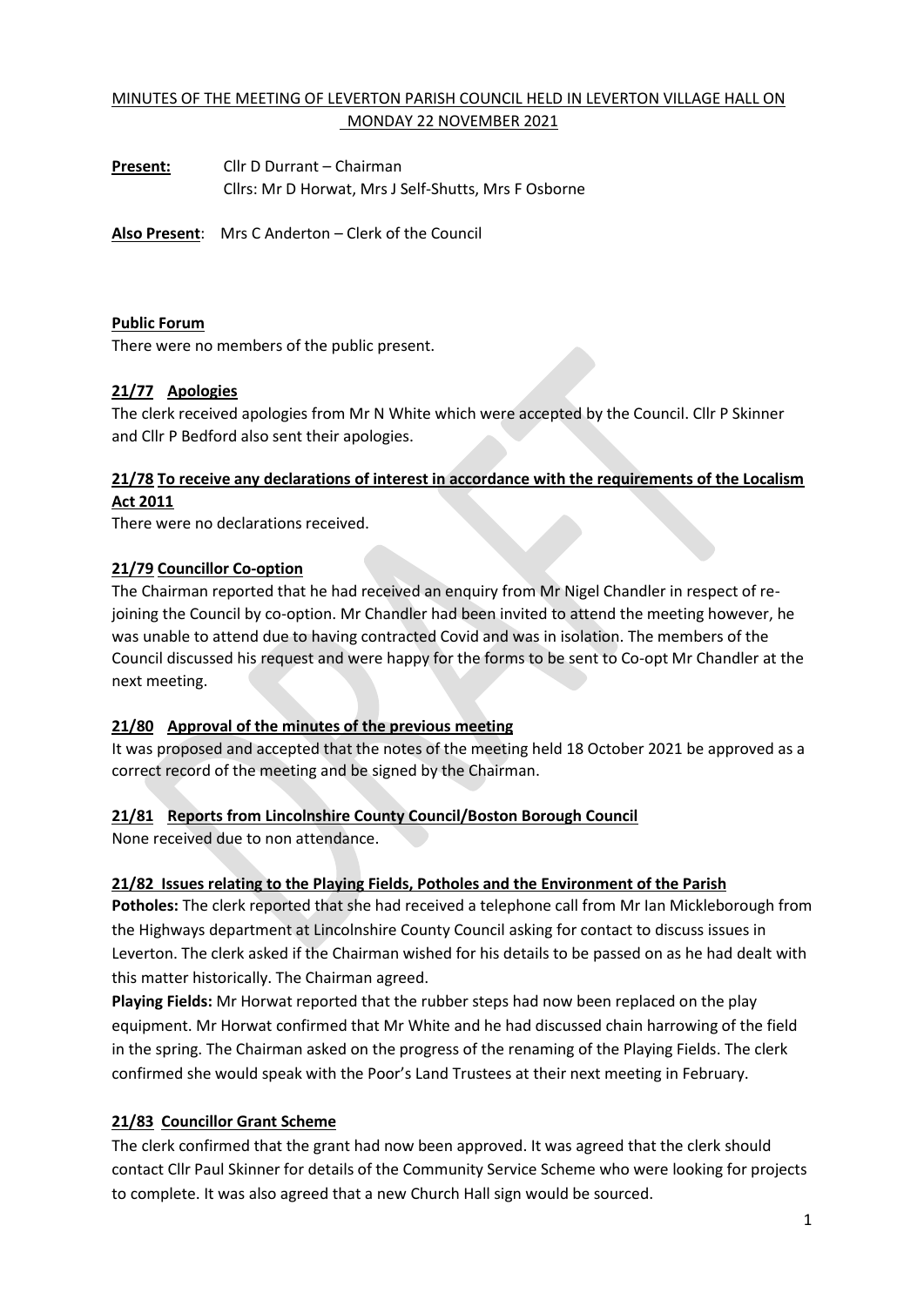MINUTES OF THE MEETING OF LEVERTON PARISH COUNCIL HELD IN LEVERTON VILLAGE HALL ON MONDAY 22 NOVEMBER 2021

**Present:** Cllr D Durrant – Chairman
Cllrs: Mr D Horwat, Mrs J Self-Shutts, Mrs F Osborne

**Also Present**: Mrs C Anderton – Clerk of the Council

**Public Forum**

There were no members of the public present.

**21/77 Apologies**

The clerk received apologies from Mr N White which were accepted by the Council. Cllr P Skinner and Cllr P Bedford also sent their apologies.

**21/78 To receive any declarations of interest in accordance with the requirements of the Localism Act 2011**

There were no declarations received.

**21/79 Councillor Co-option**

The Chairman reported that he had received an enquiry from Mr Nigel Chandler in respect of re-joining the Council by co-option. Mr Chandler had been invited to attend the meeting however, he was unable to attend due to having contracted Covid and was in isolation. The members of the Council discussed his request and were happy for the forms to be sent to Co-opt Mr Chandler at the next meeting.

**21/80 Approval of the minutes of the previous meeting**

It was proposed and accepted that the notes of the meeting held 18 October 2021 be approved as a correct record of the meeting and be signed by the Chairman.

**21/81 Reports from Lincolnshire County Council/Boston Borough Council**

None received due to non attendance.

**21/82 Issues relating to the Playing Fields, Potholes and the Environment of the Parish**

**Potholes:** The clerk reported that she had received a telephone call from Mr Ian Mickleborough from the Highways department at Lincolnshire County Council asking for contact to discuss issues in Leverton. The clerk asked if the Chairman wished for his details to be passed on as he had dealt with this matter historically. The Chairman agreed.

**Playing Fields:** Mr Horwat reported that the rubber steps had now been replaced on the play equipment. Mr Horwat confirmed that Mr White and he had discussed chain harrowing of the field in the spring. The Chairman asked on the progress of the renaming of the Playing Fields. The clerk confirmed she would speak with the Poor's Land Trustees at their next meeting in February.

**21/83 Councillor Grant Scheme**

The clerk confirmed that the grant had now been approved. It was agreed that the clerk should contact Cllr Paul Skinner for details of the Community Service Scheme who were looking for projects to complete. It was also agreed that a new Church Hall sign would be sourced.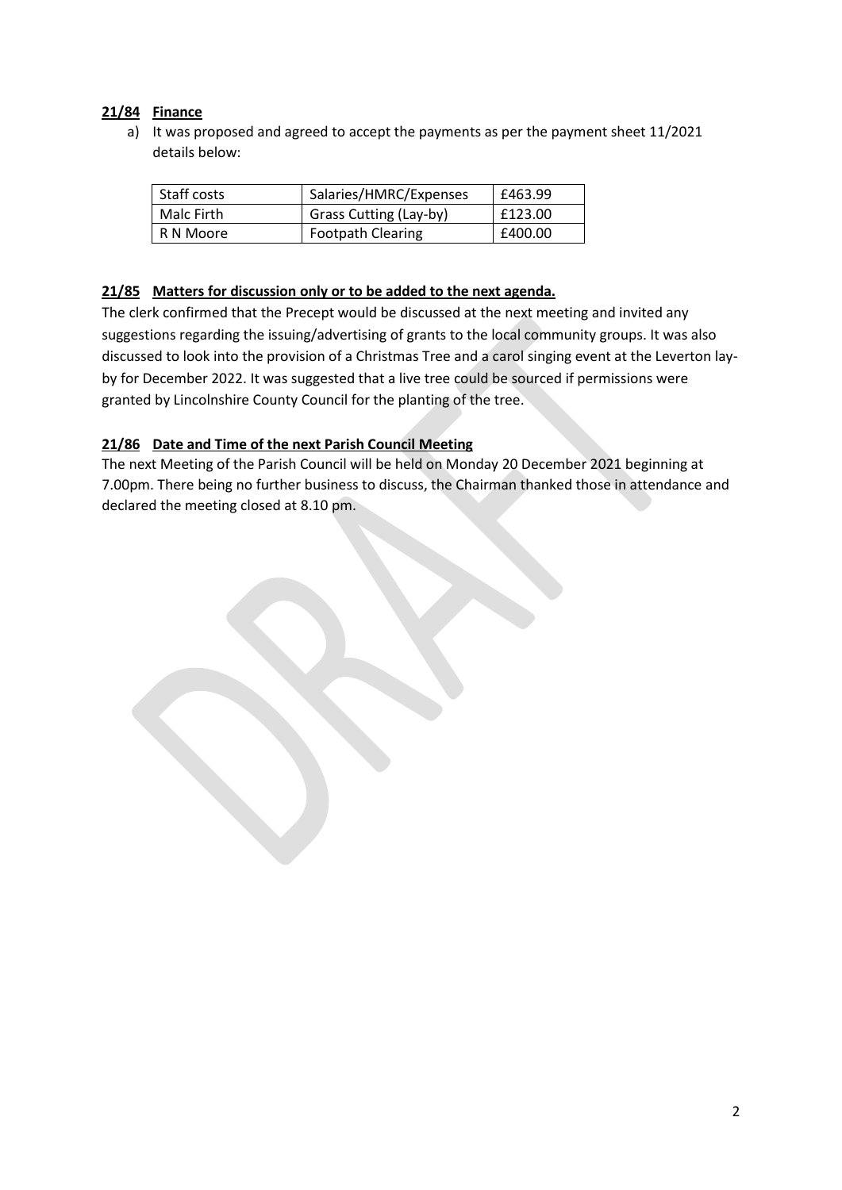**21/84 Finance**

a) It was proposed and agreed to accept the payments as per the payment sheet 11/2021 details below:

| | | |
|---|---|---|
| Staff costs | Salaries/HMRC/Expenses | £463.99 |
| Malc Firth | Grass Cutting (Lay-by) | £123.00 |
| R N Moore | Footpath Clearing | £400.00 |

**21/85 Matters for discussion only or to be added to the next agenda.**

The clerk confirmed that the Precept would be discussed at the next meeting and invited any suggestions regarding the issuing/advertising of grants to the local community groups. It was also discussed to look into the provision of a Christmas Tree and a carol singing event at the Leverton lay-by for December 2022. It was suggested that a live tree could be sourced if permissions were granted by Lincolnshire County Council for the planting of the tree.

**21/86 Date and Time of the next Parish Council Meeting**

The next Meeting of the Parish Council will be held on Monday 20 December 2021 beginning at 7.00pm. There being no further business to discuss, the Chairman thanked those in attendance and declared the meeting closed at 8.10 pm.